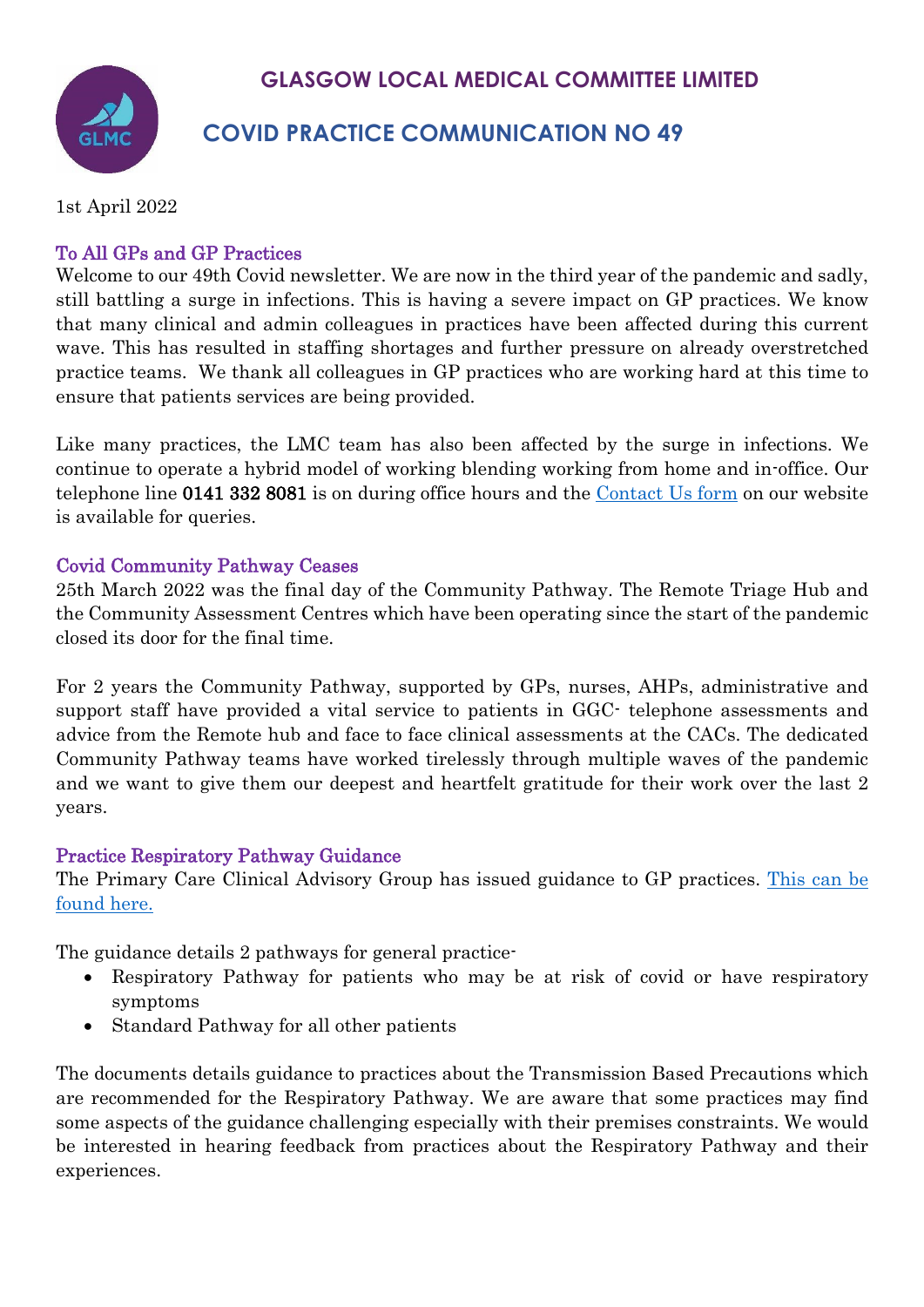# GLASGOW LOCAL MEDICAL COMMITTEE LIMITED

# COVID PRACTICE COMMUNICATION NO 49

1st April 2022

## To All GPs and GP Practices

Welcome to our 49th Covid newsletter. We are now in the third year of the pandemic and sadly, still battling a surge in infections. This is having a severe impact on GP practices. We know that many clinical and admin colleagues in practices have been affected during this current wave. This has resulted in staffing shortages and further pressure on already overstretched practice teams. We thank all colleagues in GP practices who are working hard at this time to ensure that patients services are being provided.

Like many practices, the LMC team has also been affected by the surge in infections. We continue to operate a hybrid model of working blending working from home and in-office. Our telephone line **0141 332 8081** is on during office hours and the [Contact Us form](#) on our website is available for queries.

## Covid Community Pathway Ceases

25th March 2022 was the final day of the Community Pathway. The Remote Triage Hub and the Community Assessment Centres which have been operating since the start of the pandemic closed its door for the final time.

For 2 years the Community Pathway, supported by GPs, nurses, AHPs, administrative and support staff have provided a vital service to patients in GGC- telephone assessments and advice from the Remote hub and face to face clinical assessments at the CACs. The dedicated Community Pathway teams have worked tirelessly through multiple waves of the pandemic and we want to give them our deepest and heartfelt gratitude for their work over the last 2 years.

## Practice Respiratory Pathway Guidance

The Primary Care Clinical Advisory Group has issued guidance to GP practices. [This can be found here.](#)

The guidance details 2 pathways for general practice-

- Respiratory Pathway for patients who may be at risk of covid or have respiratory symptoms
- Standard Pathway for all other patients

The documents details guidance to practices about the Transmission Based Precautions which are recommended for the Respiratory Pathway. We are aware that some practices may find some aspects of the guidance challenging especially with their premises constraints. We would be interested in hearing feedback from practices about the Respiratory Pathway and their experiences.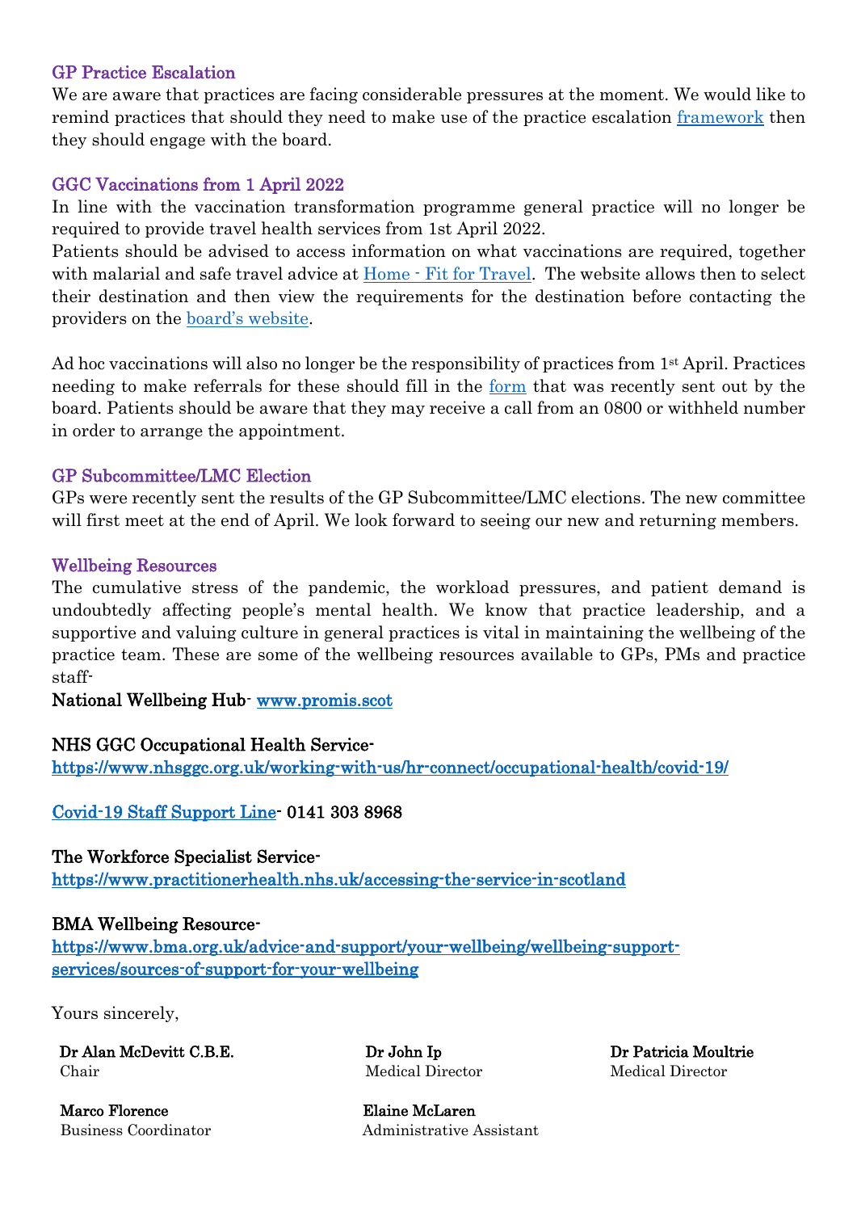## GP Practice Escalation

We are aware that practices are facing considerable pressures at the moment. We would like to remind practices that should they need to make use of the practice escalation framework then they should engage with the board.

## GGC Vaccinations from 1 April 2022

In line with the vaccination transformation programme general practice will no longer be required to provide travel health services from 1st April 2022.

Patients should be advised to access information on what vaccinations are required, together with malarial and safe travel advice at Home - Fit for Travel. The website allows then to select their destination and then view the requirements for the destination before contacting the providers on the board's website.

Ad hoc vaccinations will also no longer be the responsibility of practices from 1st April. Practices needing to make referrals for these should fill in the form that was recently sent out by the board. Patients should be aware that they may receive a call from an 0800 or withheld number in order to arrange the appointment.

## GP Subcommittee/LMC Election

GPs were recently sent the results of the GP Subcommittee/LMC elections. The new committee will first meet at the end of April. We look forward to seeing our new and returning members.

## Wellbeing Resources

The cumulative stress of the pandemic, the workload pressures, and patient demand is undoubtedly affecting people's mental health. We know that practice leadership, and a supportive and valuing culture in general practices is vital in maintaining the wellbeing of the practice team. These are some of the wellbeing resources available to GPs, PMs and practice staff-

**National Wellbeing Hub**- www.promis.scot

**NHS GGC Occupational Health Service**-
https://www.nhsggc.org.uk/working-with-us/hr-connect/occupational-health/covid-19/

Covid-19 Staff Support Line- 0141 303 8968

**The Workforce Specialist Service**-
https://www.practitionerhealth.nhs.uk/accessing-the-service-in-scotland

**BMA Wellbeing Resource**-
https://www.bma.org.uk/advice-and-support/your-wellbeing/wellbeing-support-services/sources-of-support-for-your-wellbeing

Yours sincerely,

**Dr Alan McDevitt C.B.E.**
Chair

**Dr John Ip**
Medical Director

**Dr Patricia Moultrie**
Medical Director

**Marco Florence**
Business Coordinator

**Elaine McLaren**
Administrative Assistant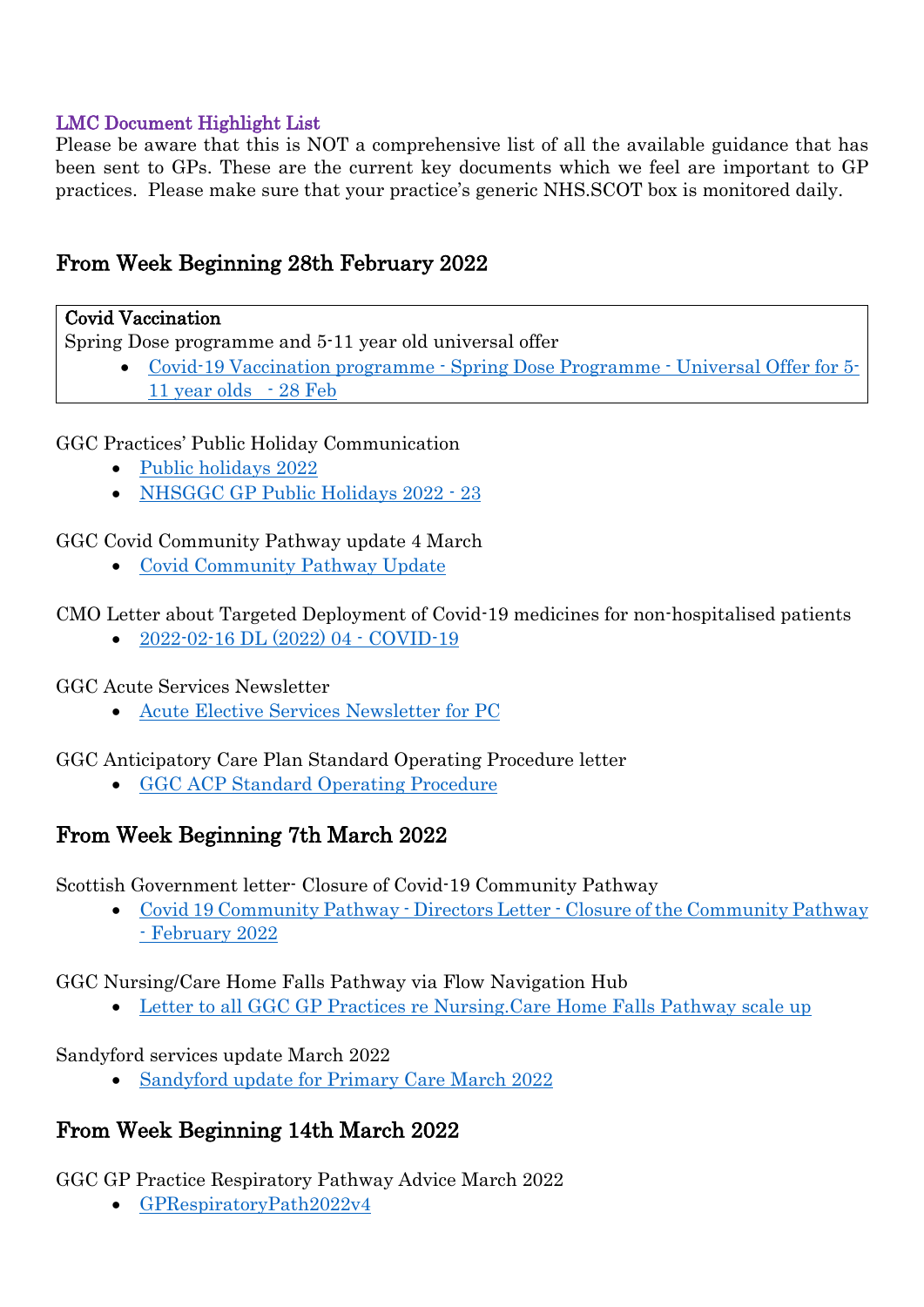LMC Document Highlight List

Please be aware that this is NOT a comprehensive list of all the available guidance that has been sent to GPs. These are the current key documents which we feel are important to GP practices. Please make sure that your practice's generic NHS.SCOT box is monitored daily.

## From Week Beginning 28th February 2022

**Covid Vaccination**

Spring Dose programme and 5-11 year old universal offer

- Covid-19 Vaccination programme - Spring Dose Programme - Universal Offer for 5-11 year olds - 28 Feb

GGC Practices' Public Holiday Communication

- Public holidays 2022
- NHSGGC GP Public Holidays 2022 - 23

GGC Covid Community Pathway update 4 March

- Covid Community Pathway Update

CMO Letter about Targeted Deployment of Covid-19 medicines for non-hospitalised patients

- 2022-02-16 DL (2022) 04 - COVID-19

GGC Acute Services Newsletter

- Acute Elective Services Newsletter for PC

GGC Anticipatory Care Plan Standard Operating Procedure letter

- GGC ACP Standard Operating Procedure

## From Week Beginning 7th March 2022

Scottish Government letter- Closure of Covid-19 Community Pathway

- Covid 19 Community Pathway - Directors Letter - Closure of the Community Pathway - February 2022

GGC Nursing/Care Home Falls Pathway via Flow Navigation Hub

- Letter to all GGC GP Practices re Nursing.Care Home Falls Pathway scale up

Sandyford services update March 2022

- Sandyford update for Primary Care March 2022

## From Week Beginning 14th March 2022

GGC GP Practice Respiratory Pathway Advice March 2022

- GPRespiratoryPath2022v4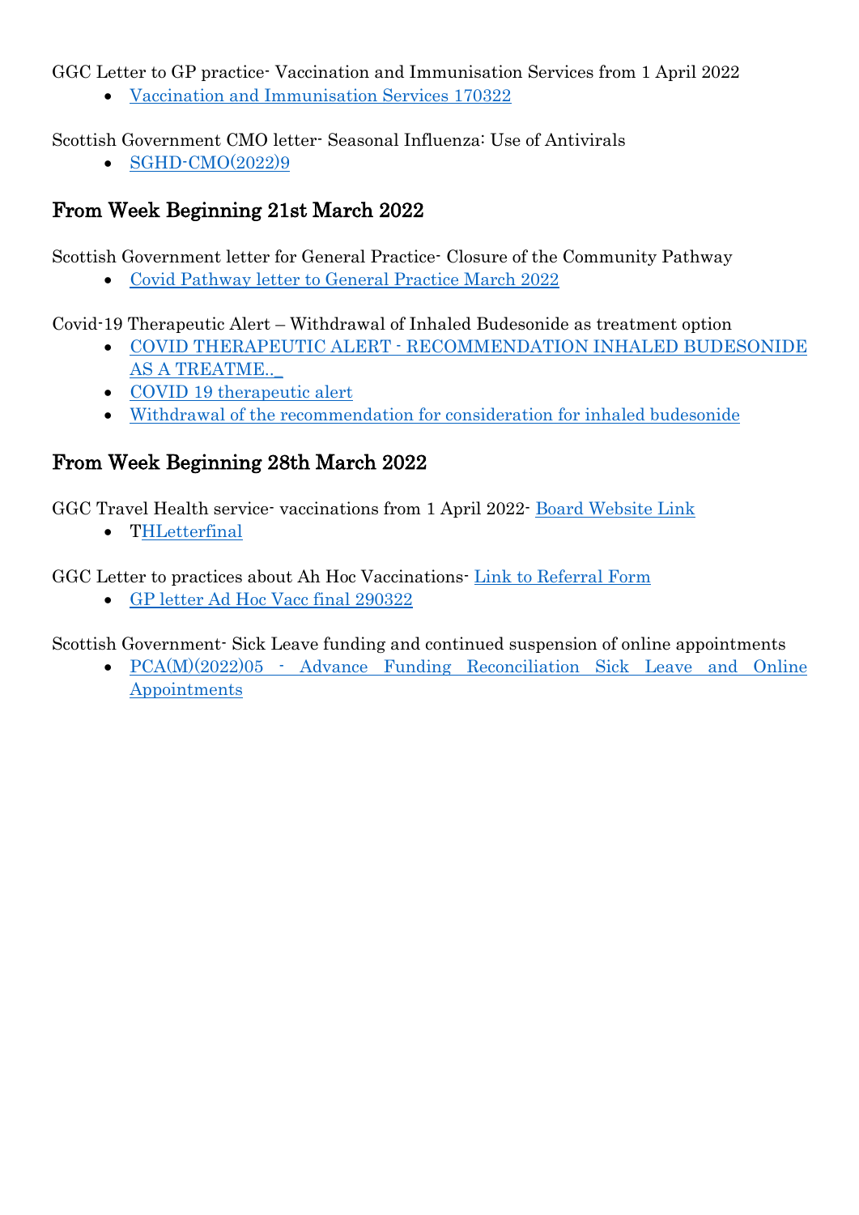GGC Letter to GP practice- Vaccination and Immunisation Services from 1 April 2022

- Vaccination and Immunisation Services 170322

Scottish Government CMO letter- Seasonal Influenza: Use of Antivirals

- SGHD-CMO(2022)9

## From Week Beginning 21st March 2022

Scottish Government letter for General Practice- Closure of the Community Pathway

- Covid Pathway letter to General Practice March 2022

Covid-19 Therapeutic Alert – Withdrawal of Inhaled Budesonide as treatment option

- COVID THERAPEUTIC ALERT - RECOMMENDATION INHALED BUDESONIDE AS A TREATME.._
- COVID 19 therapeutic alert
- Withdrawal of the recommendation for consideration for inhaled budesonide

## From Week Beginning 28th March 2022

GGC Travel Health service- vaccinations from 1 April 2022- Board Website Link

- THLetterfinal

GGC Letter to practices about Ah Hoc Vaccinations- Link to Referral Form

- GP letter Ad Hoc Vacc final 290322

Scottish Government- Sick Leave funding and continued suspension of online appointments

- PCA(M)(2022)05 - Advance Funding Reconciliation Sick Leave and Online Appointments